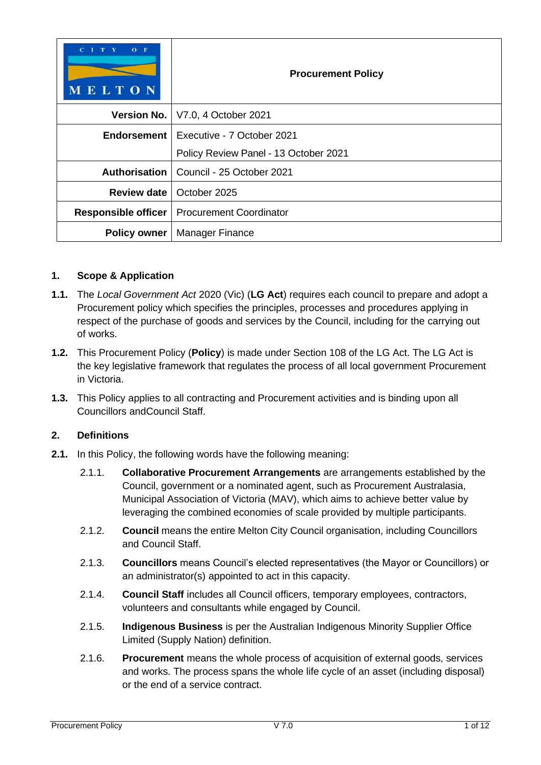| CITY OF MELTON | **Procurement Policy** |
| ---: | --- |
| **Version No.** | V7.0, 4 October 2021 |
| **Endorsement** | Executive - 7 October 2021 |
| | Policy Review Panel - 13 October 2021 |
| **Authorisation** | Council - 25 October 2021 |
| **Review date** | October 2025 |
| **Responsible officer** | Procurement Coordinator |
| **Policy owner** | Manager Finance |

## 1. Scope & Application

**1.1.** The *Local Government Act* 2020 (Vic) (**LG Act**) requires each council to prepare and adopt a Procurement policy which specifies the principles, processes and procedures applying in respect of the purchase of goods and services by the Council, including for the carrying out of works.

**1.2.** This Procurement Policy (**Policy**) is made under Section 108 of the LG Act. The LG Act is the key legislative framework that regulates the process of all local government Procurement in Victoria.

**1.3.** This Policy applies to all contracting and Procurement activities and is binding upon all Councillors andCouncil Staff.

## 2. Definitions

**2.1.** In this Policy, the following words have the following meaning:

2.1.1. **Collaborative Procurement Arrangements** are arrangements established by the Council, government or a nominated agent, such as Procurement Australasia, Municipal Association of Victoria (MAV), which aims to achieve better value by leveraging the combined economies of scale provided by multiple participants.

2.1.2. **Council** means the entire Melton City Council organisation, including Councillors and Council Staff.

2.1.3. **Councillors** means Council's elected representatives (the Mayor or Councillors) or an administrator(s) appointed to act in this capacity.

2.1.4. **Council Staff** includes all Council officers, temporary employees, contractors, volunteers and consultants while engaged by Council.

2.1.5. **Indigenous Business** is per the Australian Indigenous Minority Supplier Office Limited (Supply Nation) definition.

2.1.6. **Procurement** means the whole process of acquisition of external goods, services and works. The process spans the whole life cycle of an asset (including disposal) or the end of a service contract.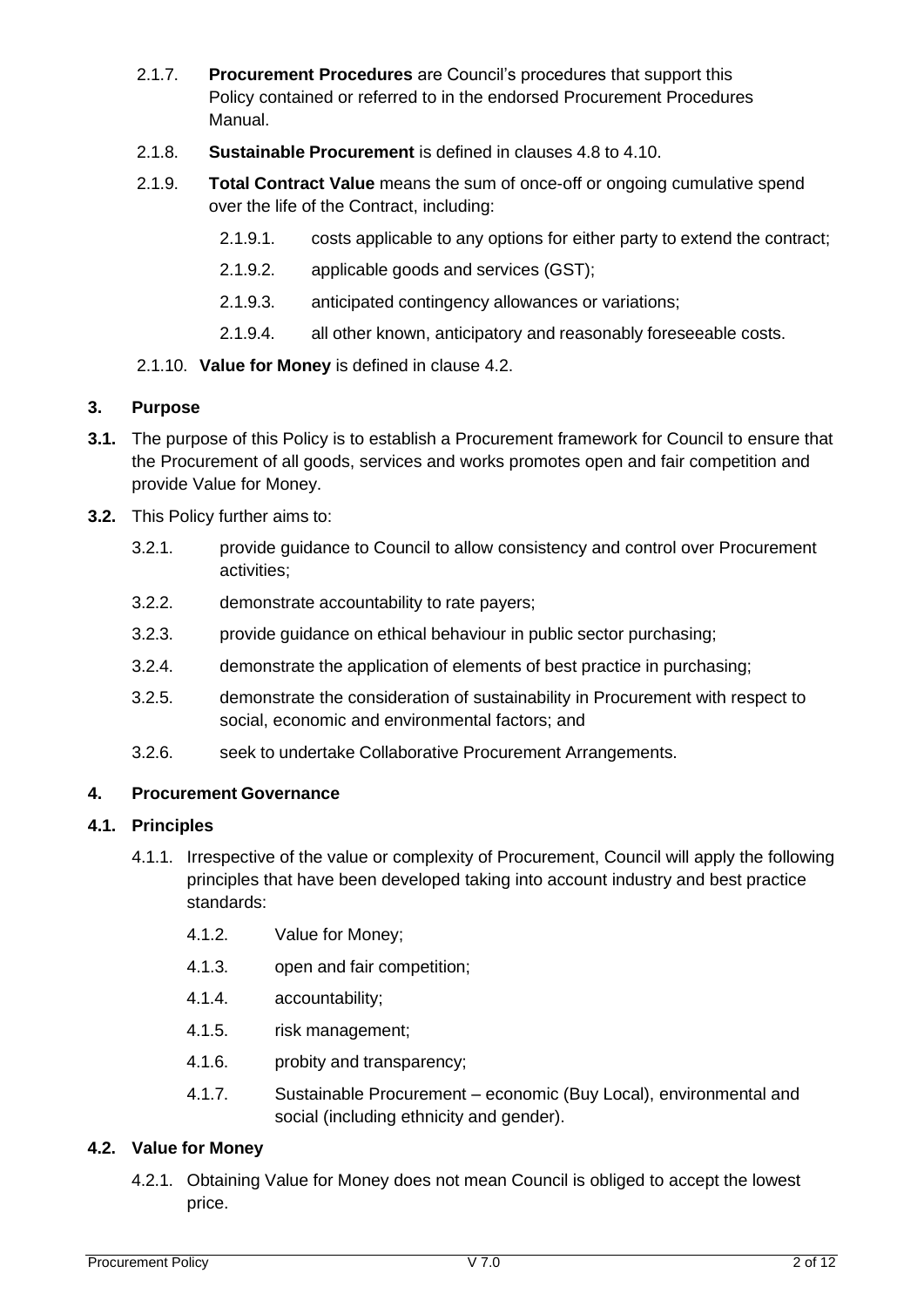2.1.7. **Procurement Procedures** are Council's procedures that support this Policy contained or referred to in the endorsed Procurement Procedures Manual.

2.1.8. **Sustainable Procurement** is defined in clauses 4.8 to 4.10.

2.1.9. **Total Contract Value** means the sum of once-off or ongoing cumulative spend over the life of the Contract, including:

- 2.1.9.1. costs applicable to any options for either party to extend the contract;
- 2.1.9.2. applicable goods and services (GST);
- 2.1.9.3. anticipated contingency allowances or variations;
- 2.1.9.4. all other known, anticipatory and reasonably foreseeable costs.

2.1.10. **Value for Money** is defined in clause 4.2.

## 3. Purpose

**3.1.** The purpose of this Policy is to establish a Procurement framework for Council to ensure that the Procurement of all goods, services and works promotes open and fair competition and provide Value for Money.

**3.2.** This Policy further aims to:

- 3.2.1. provide guidance to Council to allow consistency and control over Procurement activities;
- 3.2.2. demonstrate accountability to rate payers;
- 3.2.3. provide guidance on ethical behaviour in public sector purchasing;
- 3.2.4. demonstrate the application of elements of best practice in purchasing;
- 3.2.5. demonstrate the consideration of sustainability in Procurement with respect to social, economic and environmental factors; and
- 3.2.6. seek to undertake Collaborative Procurement Arrangements.

## 4. Procurement Governance

### 4.1. Principles

4.1.1. Irrespective of the value or complexity of Procurement, Council will apply the following principles that have been developed taking into account industry and best practice standards:

- 4.1.2. Value for Money;
- 4.1.3. open and fair competition;
- 4.1.4. accountability;
- 4.1.5. risk management;
- 4.1.6. probity and transparency;
- 4.1.7. Sustainable Procurement – economic (Buy Local), environmental and social (including ethnicity and gender).

### 4.2. Value for Money

4.2.1. Obtaining Value for Money does not mean Council is obliged to accept the lowest price.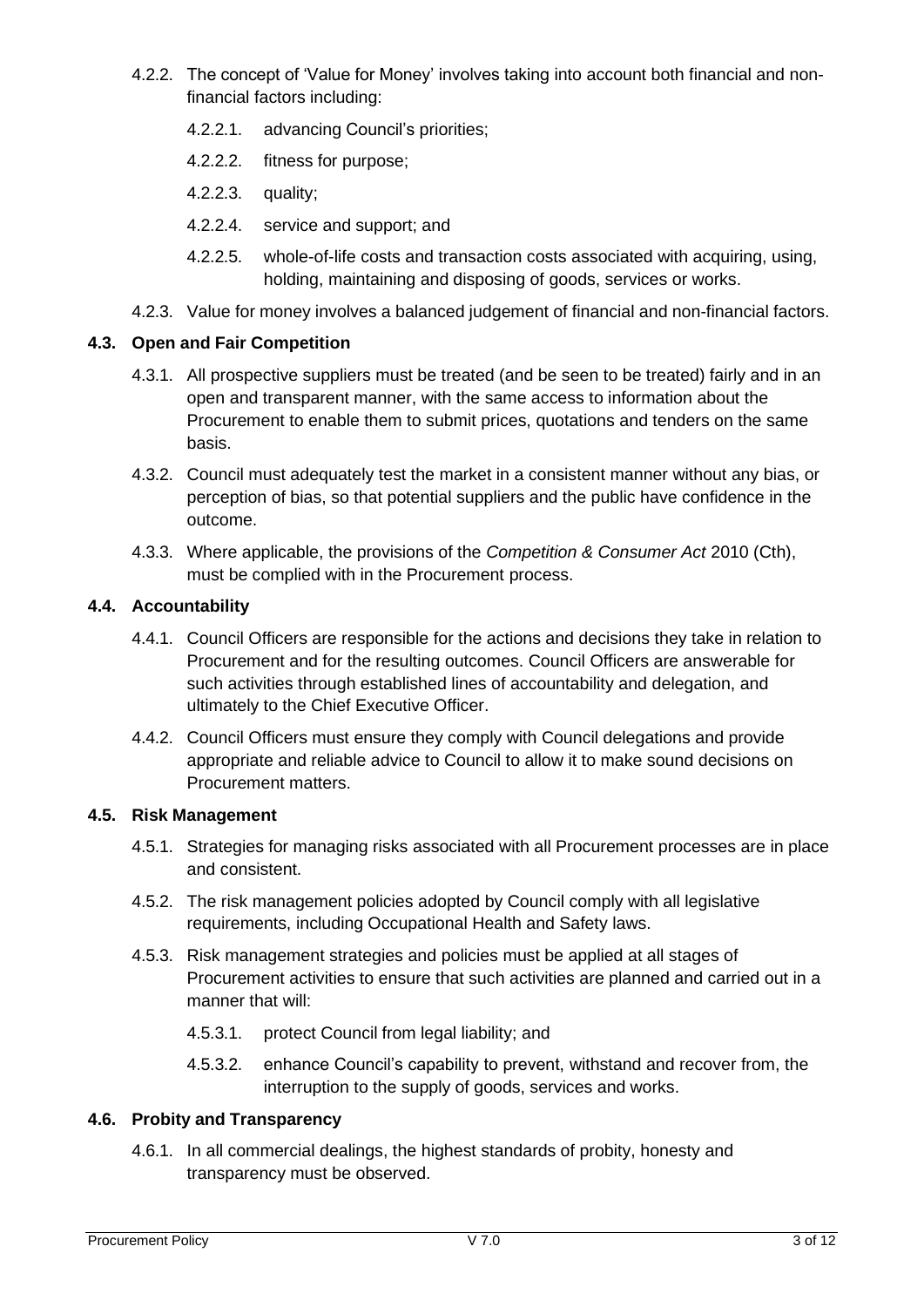4.2.2. The concept of 'Value for Money' involves taking into account both financial and non-financial factors including:

4.2.2.1. advancing Council's priorities;

4.2.2.2. fitness for purpose;

4.2.2.3. quality;

4.2.2.4. service and support; and

4.2.2.5. whole-of-life costs and transaction costs associated with acquiring, using, holding, maintaining and disposing of goods, services or works.

4.2.3. Value for money involves a balanced judgement of financial and non-financial factors.

### 4.3. Open and Fair Competition

4.3.1. All prospective suppliers must be treated (and be seen to be treated) fairly and in an open and transparent manner, with the same access to information about the Procurement to enable them to submit prices, quotations and tenders on the same basis.

4.3.2. Council must adequately test the market in a consistent manner without any bias, or perception of bias, so that potential suppliers and the public have confidence in the outcome.

4.3.3. Where applicable, the provisions of the *Competition & Consumer Act* 2010 (Cth), must be complied with in the Procurement process.

### 4.4. Accountability

4.4.1. Council Officers are responsible for the actions and decisions they take in relation to Procurement and for the resulting outcomes. Council Officers are answerable for such activities through established lines of accountability and delegation, and ultimately to the Chief Executive Officer.

4.4.2. Council Officers must ensure they comply with Council delegations and provide appropriate and reliable advice to Council to allow it to make sound decisions on Procurement matters.

### 4.5. Risk Management

4.5.1. Strategies for managing risks associated with all Procurement processes are in place and consistent.

4.5.2. The risk management policies adopted by Council comply with all legislative requirements, including Occupational Health and Safety laws.

4.5.3. Risk management strategies and policies must be applied at all stages of Procurement activities to ensure that such activities are planned and carried out in a manner that will:

4.5.3.1. protect Council from legal liability; and

4.5.3.2. enhance Council's capability to prevent, withstand and recover from, the interruption to the supply of goods, services and works.

### 4.6. Probity and Transparency

4.6.1. In all commercial dealings, the highest standards of probity, honesty and transparency must be observed.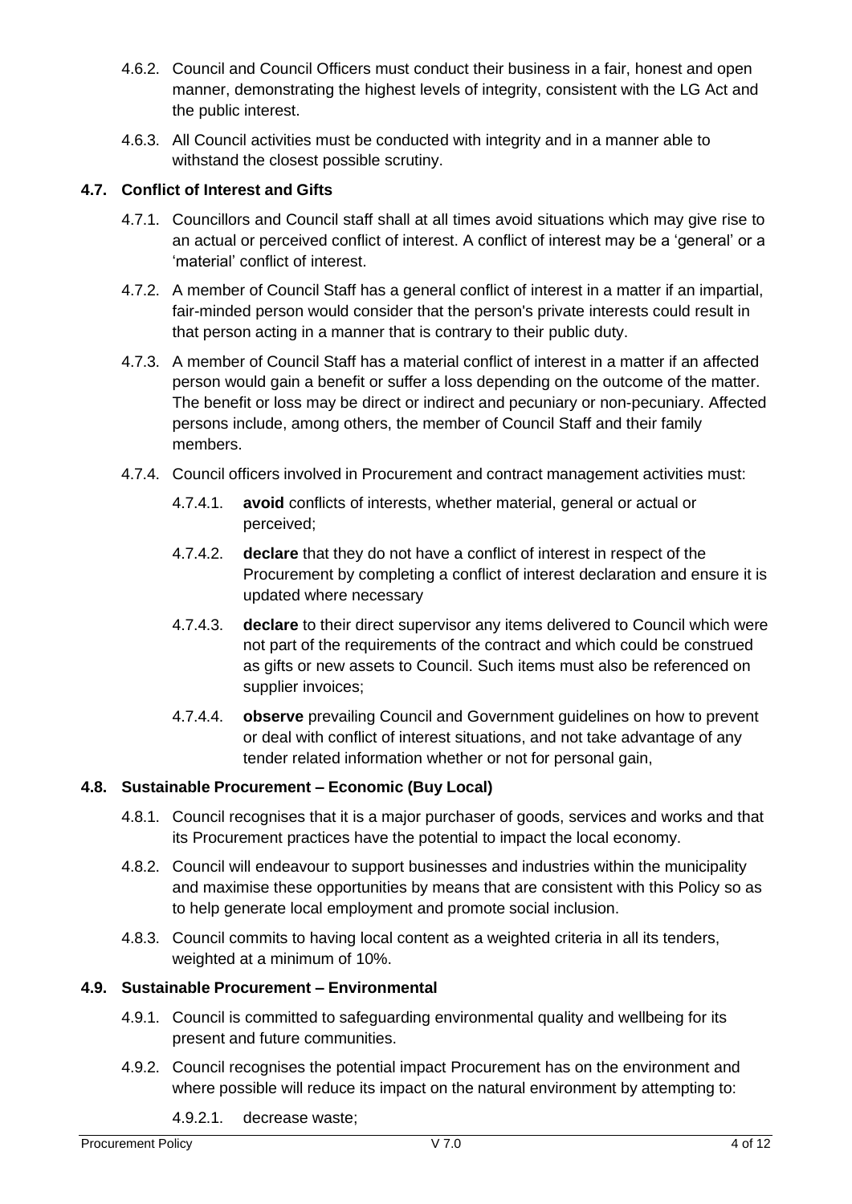4.6.2. Council and Council Officers must conduct their business in a fair, honest and open manner, demonstrating the highest levels of integrity, consistent with the LG Act and the public interest.

4.6.3. All Council activities must be conducted with integrity and in a manner able to withstand the closest possible scrutiny.

### 4.7. Conflict of Interest and Gifts

4.7.1. Councillors and Council staff shall at all times avoid situations which may give rise to an actual or perceived conflict of interest. A conflict of interest may be a 'general' or a 'material' conflict of interest.

4.7.2. A member of Council Staff has a general conflict of interest in a matter if an impartial, fair-minded person would consider that the person's private interests could result in that person acting in a manner that is contrary to their public duty.

4.7.3. A member of Council Staff has a material conflict of interest in a matter if an affected person would gain a benefit or suffer a loss depending on the outcome of the matter. The benefit or loss may be direct or indirect and pecuniary or non-pecuniary. Affected persons include, among others, the member of Council Staff and their family members.

4.7.4. Council officers involved in Procurement and contract management activities must:

4.7.4.1. **avoid** conflicts of interests, whether material, general or actual or perceived;

4.7.4.2. **declare** that they do not have a conflict of interest in respect of the Procurement by completing a conflict of interest declaration and ensure it is updated where necessary

4.7.4.3. **declare** to their direct supervisor any items delivered to Council which were not part of the requirements of the contract and which could be construed as gifts or new assets to Council. Such items must also be referenced on supplier invoices;

4.7.4.4. **observe** prevailing Council and Government guidelines on how to prevent or deal with conflict of interest situations, and not take advantage of any tender related information whether or not for personal gain,

### 4.8. Sustainable Procurement – Economic (Buy Local)

4.8.1. Council recognises that it is a major purchaser of goods, services and works and that its Procurement practices have the potential to impact the local economy.

4.8.2. Council will endeavour to support businesses and industries within the municipality and maximise these opportunities by means that are consistent with this Policy so as to help generate local employment and promote social inclusion.

4.8.3. Council commits to having local content as a weighted criteria in all its tenders, weighted at a minimum of 10%.

### 4.9. Sustainable Procurement – Environmental

4.9.1. Council is committed to safeguarding environmental quality and wellbeing for its present and future communities.

4.9.2. Council recognises the potential impact Procurement has on the environment and where possible will reduce its impact on the natural environment by attempting to:

4.9.2.1. decrease waste;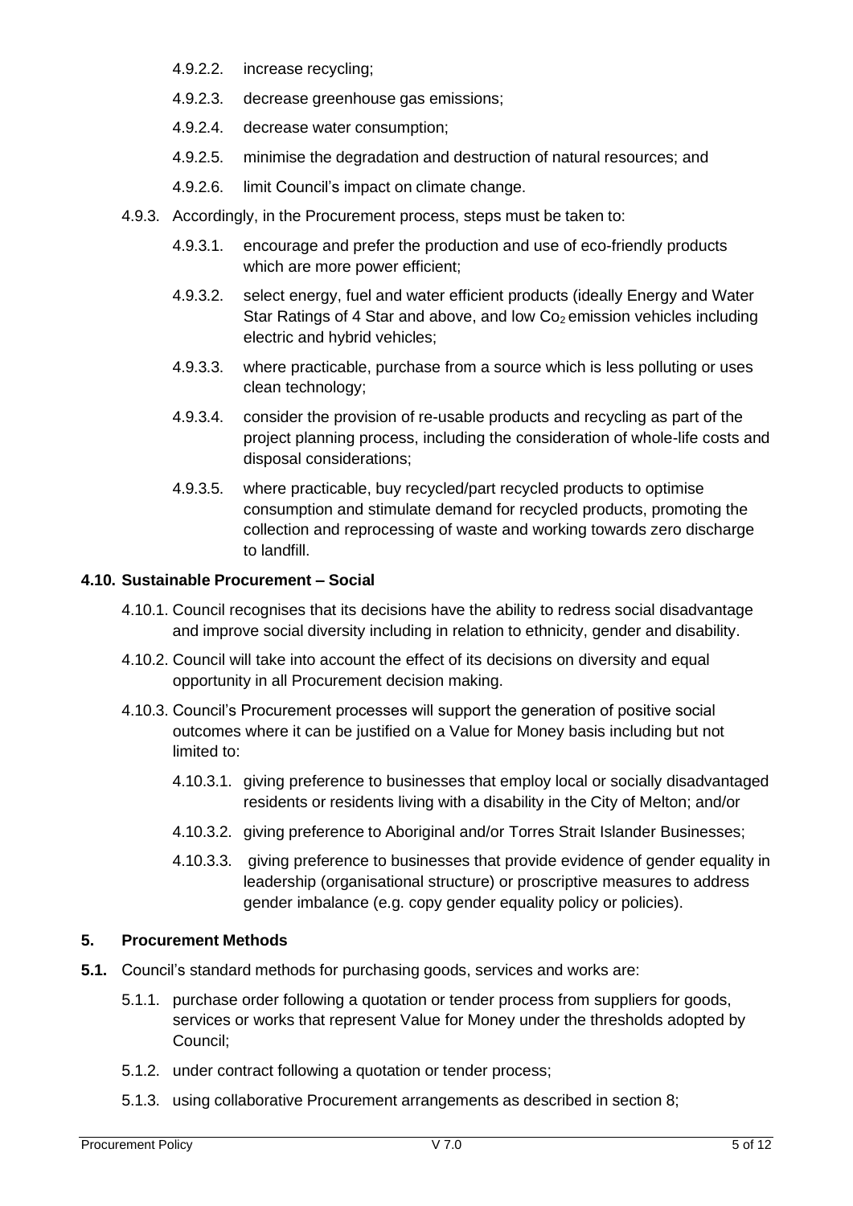4.9.2.2. increase recycling;

4.9.2.3. decrease greenhouse gas emissions;

4.9.2.4. decrease water consumption;

4.9.2.5. minimise the degradation and destruction of natural resources; and

4.9.2.6. limit Council's impact on climate change.

4.9.3. Accordingly, in the Procurement process, steps must be taken to:

4.9.3.1. encourage and prefer the production and use of eco-friendly products which are more power efficient;

4.9.3.2. select energy, fuel and water efficient products (ideally Energy and Water Star Ratings of 4 Star and above, and low $Co_2$ emission vehicles including electric and hybrid vehicles;

4.9.3.3. where practicable, purchase from a source which is less polluting or uses clean technology;

4.9.3.4. consider the provision of re-usable products and recycling as part of the project planning process, including the consideration of whole-life costs and disposal considerations;

4.9.3.5. where practicable, buy recycled/part recycled products to optimise consumption and stimulate demand for recycled products, promoting the collection and reprocessing of waste and working towards zero discharge to landfill.

### 4.10. Sustainable Procurement – Social

4.10.1. Council recognises that its decisions have the ability to redress social disadvantage and improve social diversity including in relation to ethnicity, gender and disability.

4.10.2. Council will take into account the effect of its decisions on diversity and equal opportunity in all Procurement decision making.

4.10.3. Council's Procurement processes will support the generation of positive social outcomes where it can be justified on a Value for Money basis including but not limited to:

4.10.3.1. giving preference to businesses that employ local or socially disadvantaged residents or residents living with a disability in the City of Melton; and/or

4.10.3.2. giving preference to Aboriginal and/or Torres Strait Islander Businesses;

4.10.3.3. giving preference to businesses that provide evidence of gender equality in leadership (organisational structure) or proscriptive measures to address gender imbalance (e.g. copy gender equality policy or policies).

## 5. Procurement Methods

**5.1.** Council's standard methods for purchasing goods, services and works are:

5.1.1. purchase order following a quotation or tender process from suppliers for goods, services or works that represent Value for Money under the thresholds adopted by Council;

5.1.2. under contract following a quotation or tender process;

5.1.3. using collaborative Procurement arrangements as described in section 8;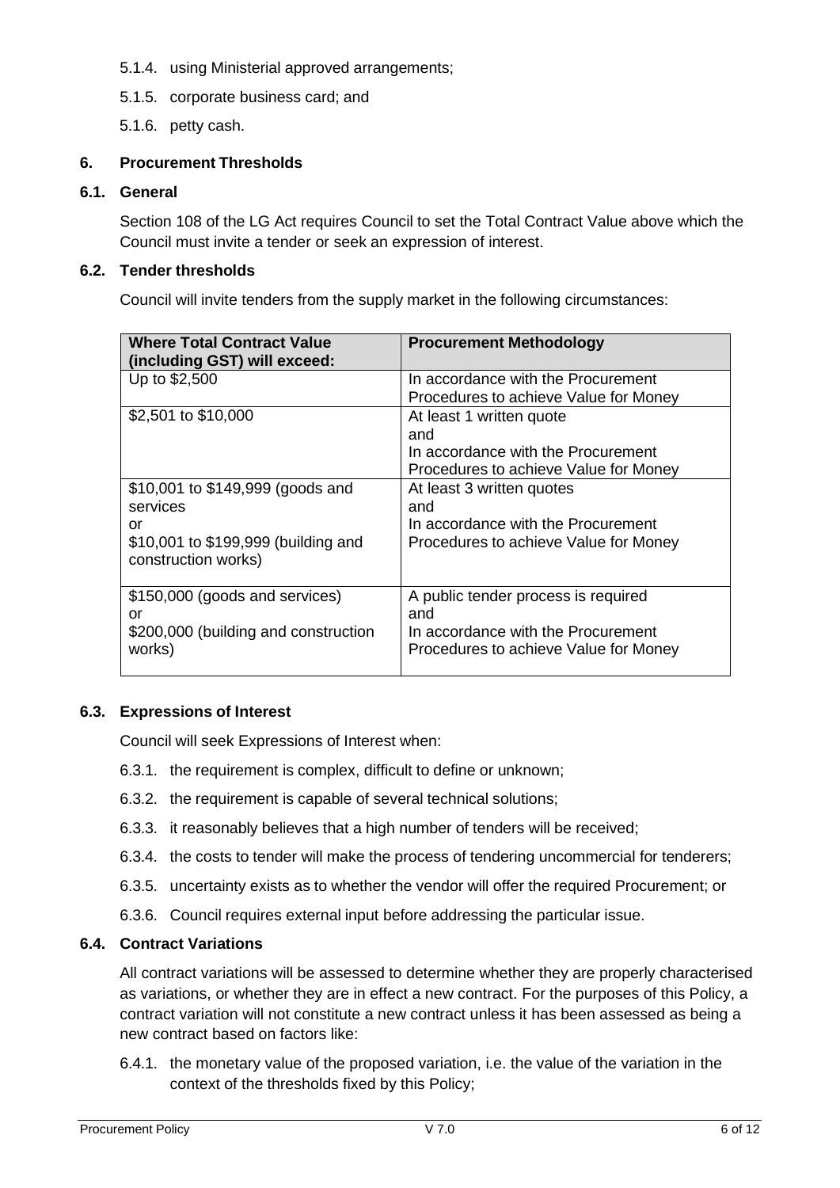5.1.4. using Ministerial approved arrangements;

5.1.5. corporate business card; and

5.1.6. petty cash.

## 6. Procurement Thresholds

### 6.1. General

Section 108 of the LG Act requires Council to set the Total Contract Value above which the Council must invite a tender or seek an expression of interest.

### 6.2. Tender thresholds

Council will invite tenders from the supply market in the following circumstances:

| Where Total Contract Value (including GST) will exceed: | Procurement Methodology |
|---|---|
| Up to $2,500 | In accordance with the Procurement Procedures to achieve Value for Money |
| $2,501 to $10,000 | At least 1 written quote<br>and<br>In accordance with the Procurement Procedures to achieve Value for Money |
| $10,001 to $149,999 (goods and services<br>or<br>$10,001 to $199,999 (building and construction works) | At least 3 written quotes<br>and<br>In accordance with the Procurement Procedures to achieve Value for Money |
| $150,000 (goods and services)<br>or<br>$200,000 (building and construction works) | A public tender process is required<br>and<br>In accordance with the Procurement Procedures to achieve Value for Money |

### 6.3. Expressions of Interest

Council will seek Expressions of Interest when:

6.3.1. the requirement is complex, difficult to define or unknown;

6.3.2. the requirement is capable of several technical solutions;

6.3.3. it reasonably believes that a high number of tenders will be received;

6.3.4. the costs to tender will make the process of tendering uncommercial for tenderers;

6.3.5. uncertainty exists as to whether the vendor will offer the required Procurement; or

6.3.6. Council requires external input before addressing the particular issue.

### 6.4. Contract Variations

All contract variations will be assessed to determine whether they are properly characterised as variations, or whether they are in effect a new contract. For the purposes of this Policy, a contract variation will not constitute a new contract unless it has been assessed as being a new contract based on factors like:

6.4.1. the monetary value of the proposed variation, i.e. the value of the variation in the context of the thresholds fixed by this Policy;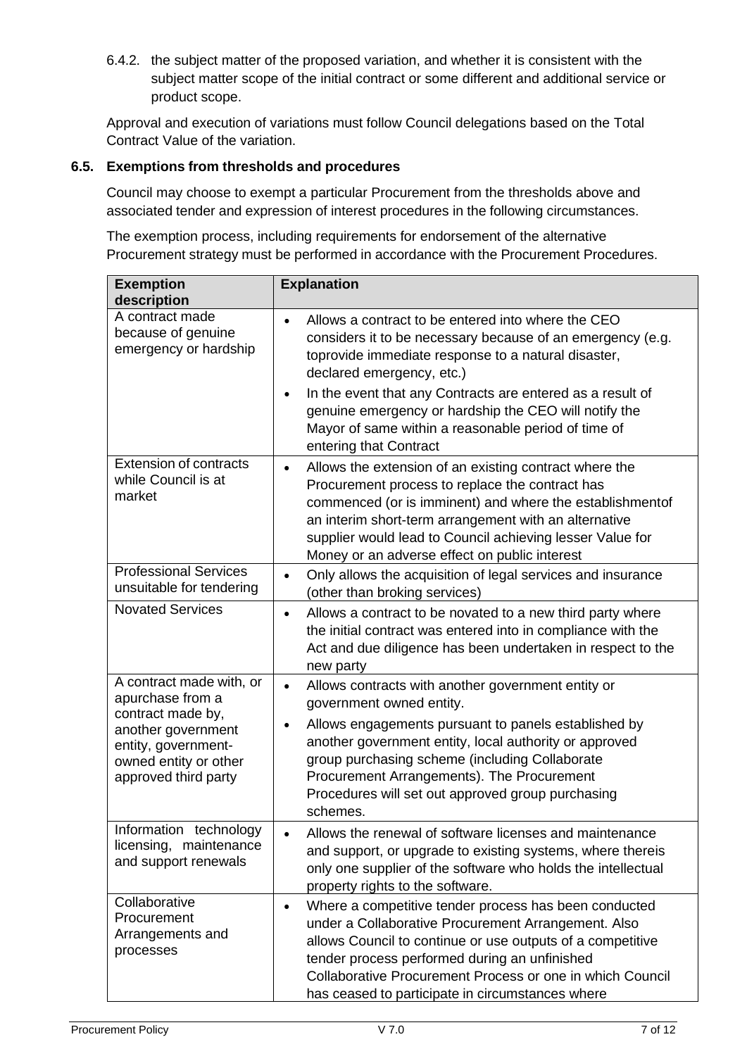6.4.2. the subject matter of the proposed variation, and whether it is consistent with the subject matter scope of the initial contract or some different and additional service or product scope.

Approval and execution of variations must follow Council delegations based on the Total Contract Value of the variation.

### 6.5. Exemptions from thresholds and procedures

Council may choose to exempt a particular Procurement from the thresholds above and associated tender and expression of interest procedures in the following circumstances.

The exemption process, including requirements for endorsement of the alternative Procurement strategy must be performed in accordance with the Procurement Procedures.

| Exemption description | Explanation |
|---|---|
| A contract made because of genuine emergency or hardship | • Allows a contract to be entered into where the CEO considers it to be necessary because of an emergency (e.g. toprovide immediate response to a natural disaster, declared emergency, etc.)<br>• In the event that any Contracts are entered as a result of genuine emergency or hardship the CEO will notify the Mayor of same within a reasonable period of time of entering that Contract |
| Extension of contracts while Council is at market | • Allows the extension of an existing contract where the Procurement process to replace the contract has commenced (or is imminent) and where the establishmentof an interim short-term arrangement with an alternative supplier would lead to Council achieving lesser Value for Money or an adverse effect on public interest |
| Professional Services unsuitable for tendering | • Only allows the acquisition of legal services and insurance (other than broking services) |
| Novated Services | • Allows a contract to be novated to a new third party where the initial contract was entered into in compliance with the Act and due diligence has been undertaken in respect to the new party |
| A contract made with, or apurchase from a contract made by, another government entity, government-owned entity or other approved third party | • Allows contracts with another government entity or government owned entity.<br>• Allows engagements pursuant to panels established by another government entity, local authority or approved group purchasing scheme (including Collaborate Procurement Arrangements). The Procurement Procedures will set out approved group purchasing schemes. |
| Information technology licensing, maintenance and support renewals | • Allows the renewal of software licenses and maintenance and support, or upgrade to existing systems, where thereis only one supplier of the software who holds the intellectual property rights to the software. |
| Collaborative Procurement Arrangements and processes | • Where a competitive tender process has been conducted under a Collaborative Procurement Arrangement. Also allows Council to continue or use outputs of a competitive tender process performed during an unfinished Collaborative Procurement Process or one in which Council has ceased to participate in circumstances where |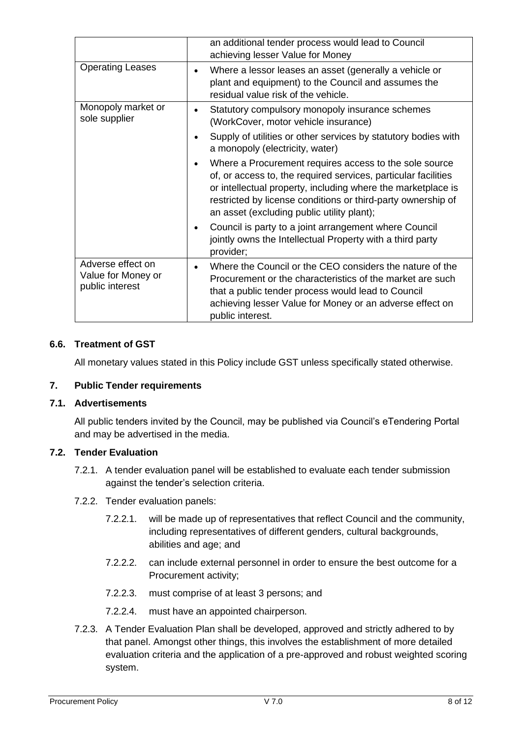|  |  |
| --- | --- |
|  | an additional tender process would lead to Council achieving lesser Value for Money |
| Operating Leases | • Where a lessor leases an asset (generally a vehicle or plant and equipment) to the Council and assumes the residual value risk of the vehicle. |
| Monopoly market or sole supplier | • Statutory compulsory monopoly insurance schemes (WorkCover, motor vehicle insurance)<br>• Supply of utilities or other services by statutory bodies with a monopoly (electricity, water)<br>• Where a Procurement requires access to the sole source of, or access to, the required services, particular facilities or intellectual property, including where the marketplace is restricted by license conditions or third-party ownership of an asset (excluding public utility plant);<br>• Council is party to a joint arrangement where Council jointly owns the Intellectual Property with a third party provider; |
| Adverse effect on Value for Money or public interest | • Where the Council or the CEO considers the nature of the Procurement or the characteristics of the market are such that a public tender process would lead to Council achieving lesser Value for Money or an adverse effect on public interest. |

### 6.6. Treatment of GST

All monetary values stated in this Policy include GST unless specifically stated otherwise.

## 7. Public Tender requirements

### 7.1. Advertisements

All public tenders invited by the Council, may be published via Council's eTendering Portal and may be advertised in the media.

### 7.2. Tender Evaluation

7.2.1. A tender evaluation panel will be established to evaluate each tender submission against the tender's selection criteria.

7.2.2. Tender evaluation panels:

7.2.2.1. will be made up of representatives that reflect Council and the community, including representatives of different genders, cultural backgrounds, abilities and age; and

7.2.2.2. can include external personnel in order to ensure the best outcome for a Procurement activity;

7.2.2.3. must comprise of at least 3 persons; and

7.2.2.4. must have an appointed chairperson.

7.2.3. A Tender Evaluation Plan shall be developed, approved and strictly adhered to by that panel. Amongst other things, this involves the establishment of more detailed evaluation criteria and the application of a pre-approved and robust weighted scoring system.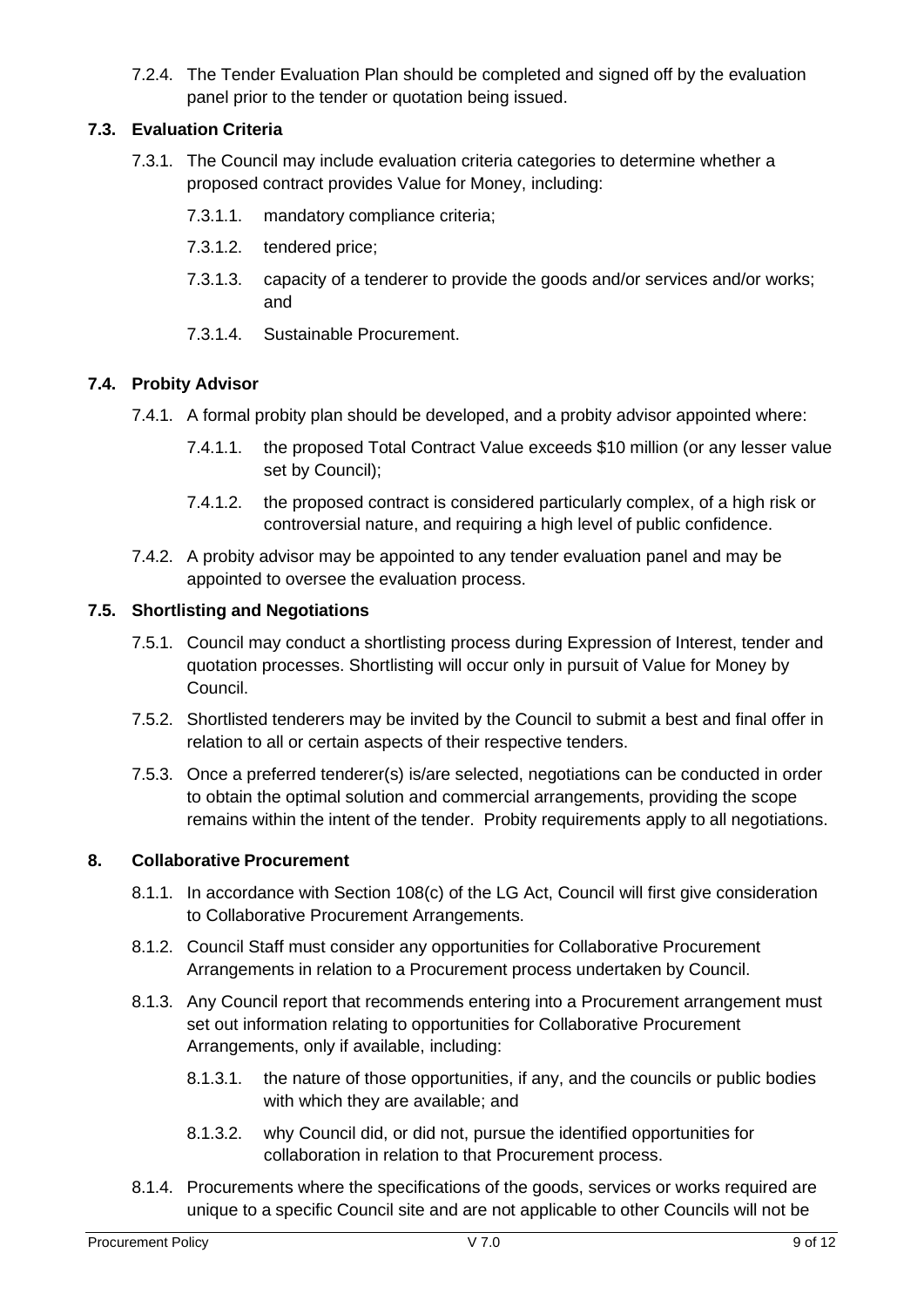7.2.4. The Tender Evaluation Plan should be completed and signed off by the evaluation panel prior to the tender or quotation being issued.

### 7.3. Evaluation Criteria

7.3.1. The Council may include evaluation criteria categories to determine whether a proposed contract provides Value for Money, including:

- 7.3.1.1. mandatory compliance criteria;
- 7.3.1.2. tendered price;
- 7.3.1.3. capacity of a tenderer to provide the goods and/or services and/or works; and
- 7.3.1.4. Sustainable Procurement.

### 7.4. Probity Advisor

7.4.1. A formal probity plan should be developed, and a probity advisor appointed where:

- 7.4.1.1. the proposed Total Contract Value exceeds $10 million (or any lesser value set by Council);
- 7.4.1.2. the proposed contract is considered particularly complex, of a high risk or controversial nature, and requiring a high level of public confidence.

7.4.2. A probity advisor may be appointed to any tender evaluation panel and may be appointed to oversee the evaluation process.

### 7.5. Shortlisting and Negotiations

7.5.1. Council may conduct a shortlisting process during Expression of Interest, tender and quotation processes. Shortlisting will occur only in pursuit of Value for Money by Council.

7.5.2. Shortlisted tenderers may be invited by the Council to submit a best and final offer in relation to all or certain aspects of their respective tenders.

7.5.3. Once a preferred tenderer(s) is/are selected, negotiations can be conducted in order to obtain the optimal solution and commercial arrangements, providing the scope remains within the intent of the tender. Probity requirements apply to all negotiations.

## 8. Collaborative Procurement

8.1.1. In accordance with Section 108(c) of the LG Act, Council will first give consideration to Collaborative Procurement Arrangements.

8.1.2. Council Staff must consider any opportunities for Collaborative Procurement Arrangements in relation to a Procurement process undertaken by Council.

8.1.3. Any Council report that recommends entering into a Procurement arrangement must set out information relating to opportunities for Collaborative Procurement Arrangements, only if available, including:

- 8.1.3.1. the nature of those opportunities, if any, and the councils or public bodies with which they are available; and
- 8.1.3.2. why Council did, or did not, pursue the identified opportunities for collaboration in relation to that Procurement process.

8.1.4. Procurements where the specifications of the goods, services or works required are unique to a specific Council site and are not applicable to other Councils will not be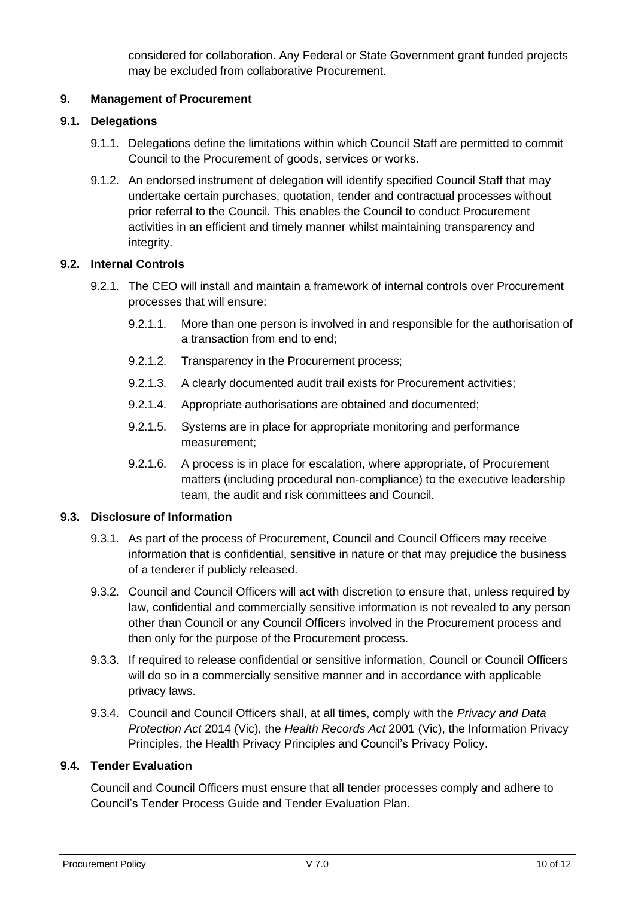considered for collaboration. Any Federal or State Government grant funded projects may be excluded from collaborative Procurement.

## 9. Management of Procurement

### 9.1. Delegations

9.1.1. Delegations define the limitations within which Council Staff are permitted to commit Council to the Procurement of goods, services or works.

9.1.2. An endorsed instrument of delegation will identify specified Council Staff that may undertake certain purchases, quotation, tender and contractual processes without prior referral to the Council. This enables the Council to conduct Procurement activities in an efficient and timely manner whilst maintaining transparency and integrity.

### 9.2. Internal Controls

9.2.1. The CEO will install and maintain a framework of internal controls over Procurement processes that will ensure:

9.2.1.1. More than one person is involved in and responsible for the authorisation of a transaction from end to end;

9.2.1.2. Transparency in the Procurement process;

9.2.1.3. A clearly documented audit trail exists for Procurement activities;

9.2.1.4. Appropriate authorisations are obtained and documented;

9.2.1.5. Systems are in place for appropriate monitoring and performance measurement;

9.2.1.6. A process is in place for escalation, where appropriate, of Procurement matters (including procedural non-compliance) to the executive leadership team, the audit and risk committees and Council.

### 9.3. Disclosure of Information

9.3.1. As part of the process of Procurement, Council and Council Officers may receive information that is confidential, sensitive in nature or that may prejudice the business of a tenderer if publicly released.

9.3.2. Council and Council Officers will act with discretion to ensure that, unless required by law, confidential and commercially sensitive information is not revealed to any person other than Council or any Council Officers involved in the Procurement process and then only for the purpose of the Procurement process.

9.3.3. If required to release confidential or sensitive information, Council or Council Officers will do so in a commercially sensitive manner and in accordance with applicable privacy laws.

9.3.4. Council and Council Officers shall, at all times, comply with the *Privacy and Data Protection Act* 2014 (Vic), the *Health Records Act* 2001 (Vic), the Information Privacy Principles, the Health Privacy Principles and Council's Privacy Policy.

### 9.4. Tender Evaluation

Council and Council Officers must ensure that all tender processes comply and adhere to Council's Tender Process Guide and Tender Evaluation Plan.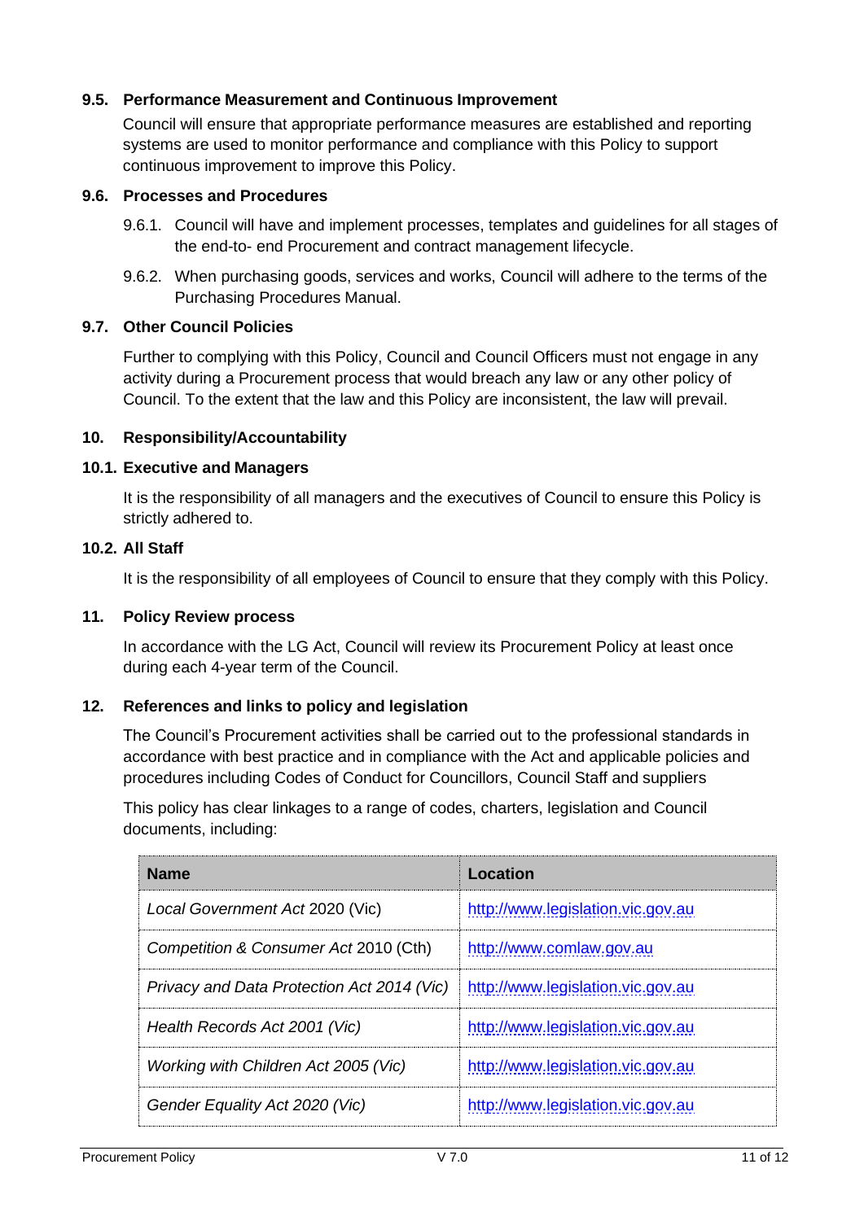### 9.5. Performance Measurement and Continuous Improvement

Council will ensure that appropriate performance measures are established and reporting systems are used to monitor performance and compliance with this Policy to support continuous improvement to improve this Policy.

### 9.6. Processes and Procedures

9.6.1. Council will have and implement processes, templates and guidelines for all stages of the end-to- end Procurement and contract management lifecycle.

9.6.2. When purchasing goods, services and works, Council will adhere to the terms of the Purchasing Procedures Manual.

### 9.7. Other Council Policies

Further to complying with this Policy, Council and Council Officers must not engage in any activity during a Procurement process that would breach any law or any other policy of Council. To the extent that the law and this Policy are inconsistent, the law will prevail.

## 10. Responsibility/Accountability

### 10.1. Executive and Managers

It is the responsibility of all managers and the executives of Council to ensure this Policy is strictly adhered to.

### 10.2. All Staff

It is the responsibility of all employees of Council to ensure that they comply with this Policy.

## 11. Policy Review process

In accordance with the LG Act, Council will review its Procurement Policy at least once during each 4-year term of the Council.

## 12. References and links to policy and legislation

The Council's Procurement activities shall be carried out to the professional standards in accordance with best practice and in compliance with the Act and applicable policies and procedures including Codes of Conduct for Councillors, Council Staff and suppliers

This policy has clear linkages to a range of codes, charters, legislation and Council documents, including:

| Name | Location |
|---|---|
| *Local Government Act* 2020 (Vic) | http://www.legislation.vic.gov.au |
| *Competition & Consumer Act* 2010 (Cth) | http://www.comlaw.gov.au |
| *Privacy and Data Protection Act 2014 (Vic)* | http://www.legislation.vic.gov.au |
| *Health Records Act 2001 (Vic)* | http://www.legislation.vic.gov.au |
| *Working with Children Act 2005 (Vic)* | http://www.legislation.vic.gov.au |
| *Gender Equality Act 2020 (Vic)* | http://www.legislation.vic.gov.au |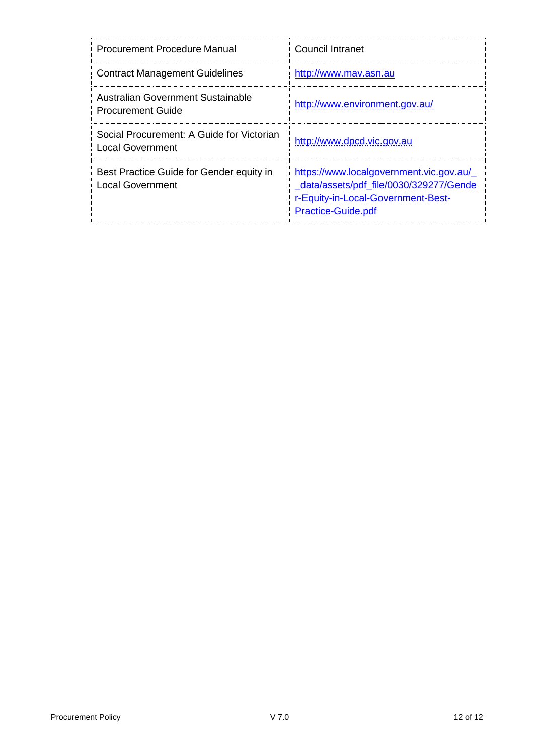| Procurement Procedure Manual | Council Intranet |
|---|---|
| Contract Management Guidelines | http://www.mav.asn.au |
| Australian Government Sustainable Procurement Guide | http://www.environment.gov.au/ |
| Social Procurement: A Guide for Victorian Local Government | http://www.dpcd.vic.gov.au |
| Best Practice Guide for Gender equity in Local Government | https://www.localgovernment.vic.gov.au/__data/assets/pdf_file/0030/329277/Gender-Equity-in-Local-Government-Best-Practice-Guide.pdf |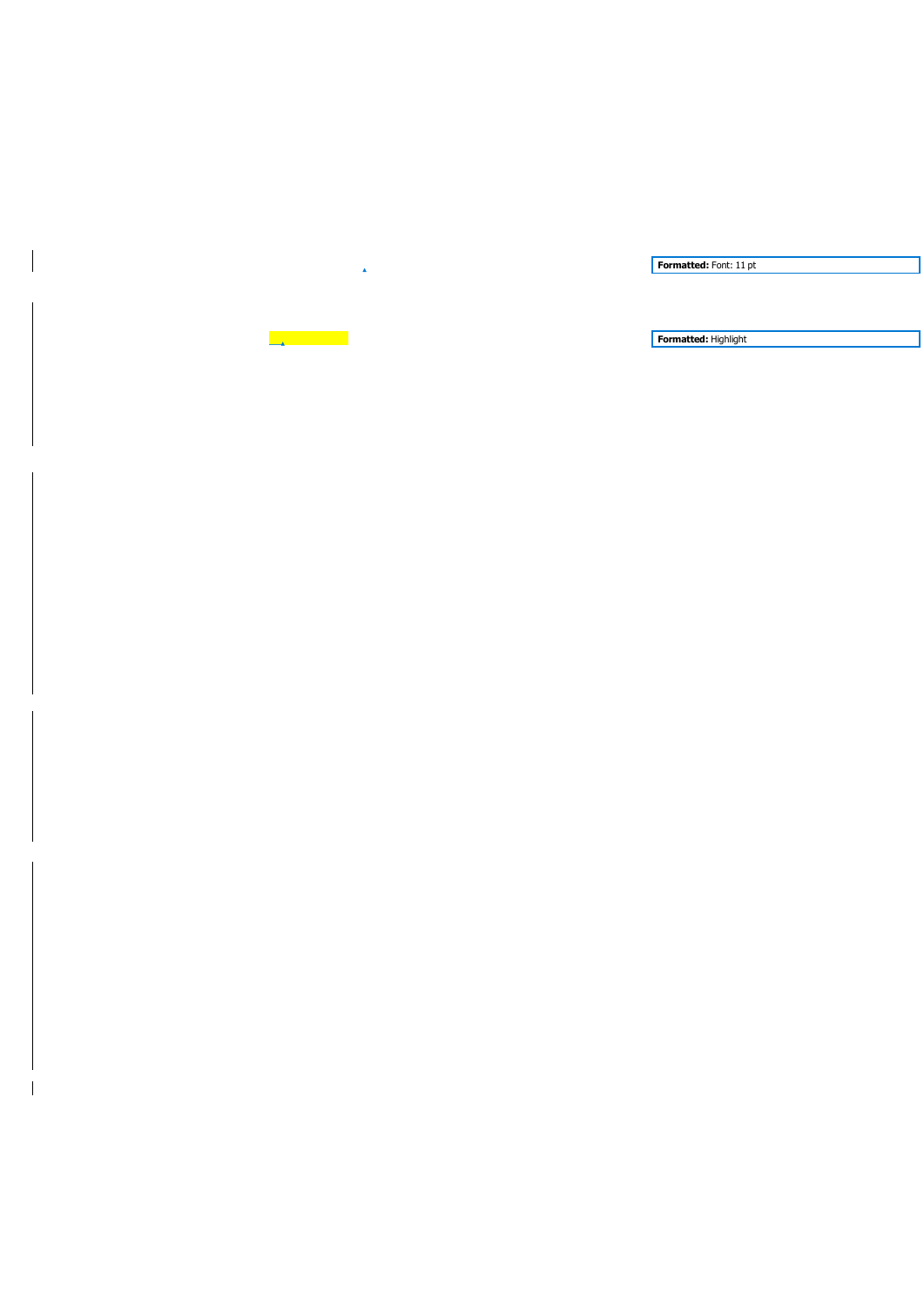**Formatted:** Font: 11 pt

**Formatted:** Highlight